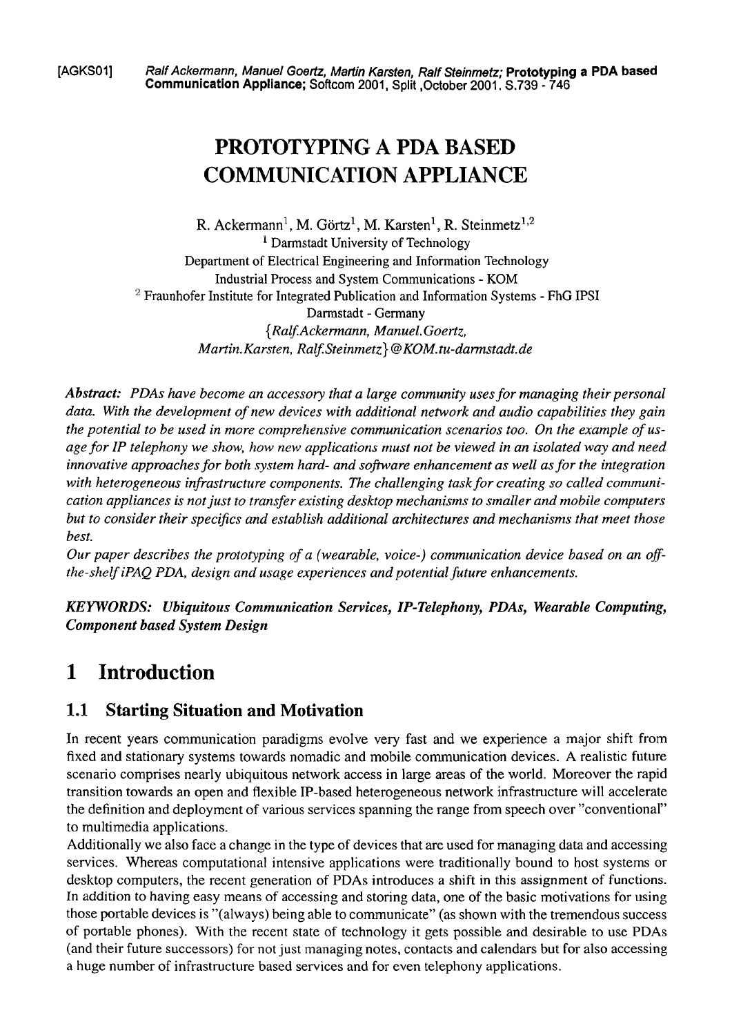[AGKS01] *Ralf Ackermann, Manuel Goertz, Martin Karsten, Ralf Steinmetz;* **Prototyping a PDA based Communication Appliance;** Softcom 2001, Split ,October 2001. S.739 - 746

# PROTOTYPING A PDA BASED COMMUNICATION APPLIANCE

R. Ackermann[1], M. Görtz[1], M. Karsten[1], R. Steinmetz[1,2]

[1] Darmstadt University of Technology
Department of Electrical Engineering and Information Technology
Industrial Process and System Communications - KOM

[2] Fraunhofer Institute for Integrated Publication and Information Systems - FhG IPSI
Darmstadt - Germany

*{Ralf.Ackermann, Manuel.Goertz, Martin.Karsten, Ralf.Steinmetz}@KOM.tu-darmstadt.de*

***Abstract:*** *PDAs have become an accessory that a large community uses for managing their personal data. With the development of new devices with additional network and audio capabilities they gain the potential to be used in more comprehensive communication scenarios too. On the example of usage for IP telephony we show, how new applications must not be viewed in an isolated way and need innovative approaches for both system hard- and software enhancement as well as for the integration with heterogeneous infrastructure components. The challenging task for creating so called communication appliances is not just to transfer existing desktop mechanisms to smaller and mobile computers but to consider their specifics and establish additional architectures and mechanisms that meet those best.*

*Our paper describes the prototyping of a (wearable, voice-) communication device based on an off-the-shelf iPAQ PDA, design and usage experiences and potential future enhancements.*

***KEYWORDS: Ubiquitous Communication Services, IP-Telephony, PDAs, Wearable Computing, Component based System Design***

# 1 Introduction

## 1.1 Starting Situation and Motivation

In recent years communication paradigms evolve very fast and we experience a major shift from fixed and stationary systems towards nomadic and mobile communication devices. A realistic future scenario comprises nearly ubiquitous network access in large areas of the world. Moreover the rapid transition towards an open and flexible IP-based heterogeneous network infrastructure will accelerate the definition and deployment of various services spanning the range from speech over "conventional" to multimedia applications.

Additionally we also face a change in the type of devices that are used for managing data and accessing services. Whereas computational intensive applications were traditionally bound to host systems or desktop computers, the recent generation of PDAs introduces a shift in this assignment of functions. In addition to having easy means of accessing and storing data, one of the basic motivations for using those portable devices is "(always) being able to communicate" (as shown with the tremendous success of portable phones). With the recent state of technology it gets possible and desirable to use PDAs (and their future successors) for not just managing notes, contacts and calendars but for also accessing a huge number of infrastructure based services and for even telephony applications.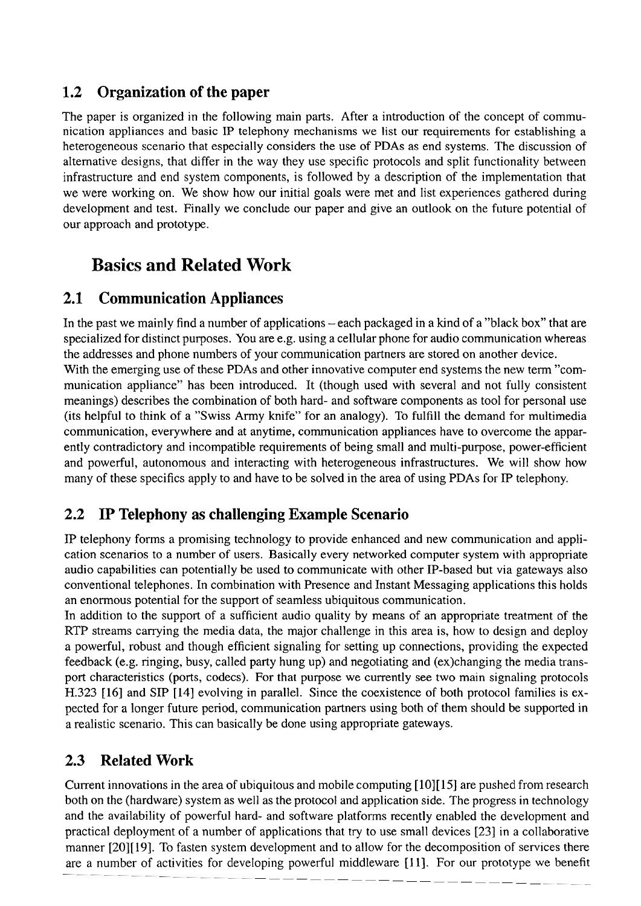## 1.2 Organization of the paper

The paper is organized in the following main parts. After a introduction of the concept of communication appliances and basic IP telephony mechanisms we list our requirements for establishing a heterogeneous scenario that especially considers the use of PDAs as end systems. The discussion of alternative designs, that differ in the way they use specific protocols and split functionality between infrastructure and end system components, is followed by a description of the implementation that we were working on. We show how our initial goals were met and list experiences gathered during development and test. Finally we conclude our paper and give an outlook on the future potential of our approach and prototype.

# Basics and Related Work

## 2.1 Communication Appliances

In the past we mainly find a number of applications – each packaged in a kind of a "black box" that are specialized for distinct purposes. You are e.g. using a cellular phone for audio communication whereas the addresses and phone numbers of your communication partners are stored on another device.
With the emerging use of these PDAs and other innovative computer end systems the new term "communication appliance" has been introduced. It (though used with several and not fully consistent meanings) describes the combination of both hard- and software components as tool for personal use (its helpful to think of a "Swiss Army knife" for an analogy). To fulfill the demand for multimedia communication, everywhere and at anytime, communication appliances have to overcome the apparently contradictory and incompatible requirements of being small and multi-purpose, power-efficient and powerful, autonomous and interacting with heterogeneous infrastructures. We will show how many of these specifics apply to and have to be solved in the area of using PDAs for IP telephony.

## 2.2 IP Telephony as challenging Example Scenario

IP telephony forms a promising technology to provide enhanced and new communication and application scenarios to a number of users. Basically every networked computer system with appropriate audio capabilities can potentially be used to communicate with other IP-based but via gateways also conventional telephones. In combination with Presence and Instant Messaging applications this holds an enormous potential for the support of seamless ubiquitous communication.
In addition to the support of a sufficient audio quality by means of an appropriate treatment of the RTP streams carrying the media data, the major challenge in this area is, how to design and deploy a powerful, robust and though efficient signaling for setting up connections, providing the expected feedback (e.g. ringing, busy, called party hung up) and negotiating and (ex)changing the media transport characteristics (ports, codecs). For that purpose we currently see two main signaling protocols H.323 [16] and SIP [14] evolving in parallel. Since the coexistence of both protocol families is expected for a longer future period, communication partners using both of them should be supported in a realistic scenario. This can basically be done using appropriate gateways.

## 2.3 Related Work

Current innovations in the area of ubiquitous and mobile computing [10][15] are pushed from research both on the (hardware) system as well as the protocol and application side. The progress in technology and the availability of powerful hard- and software platforms recently enabled the development and practical deployment of a number of applications that try to use small devices [23] in a collaborative manner [20][19]. To fasten system development and to allow for the decomposition of services there are a number of activities for developing powerful middleware [11]. For our prototype we benefit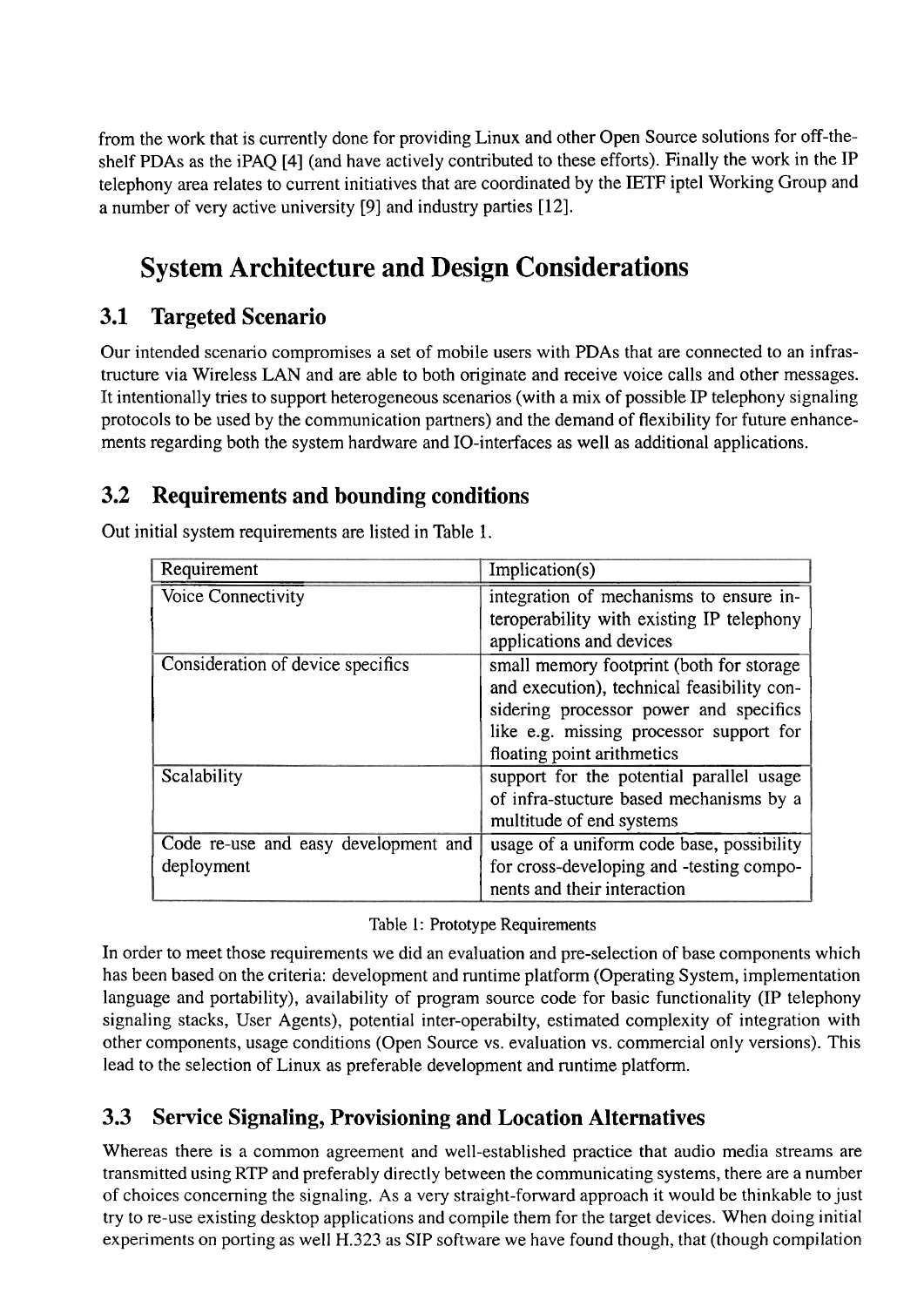from the work that is currently done for providing Linux and other Open Source solutions for off-the-shelf PDAs as the iPAQ [4] (and have actively contributed to these efforts). Finally the work in the IP telephony area relates to current initiatives that are coordinated by the IETF iptel Working Group and a number of very active university [9] and industry parties [12].

# System Architecture and Design Considerations

## 3.1 Targeted Scenario

Our intended scenario compromises a set of mobile users with PDAs that are connected to an infrastructure via Wireless LAN and are able to both originate and receive voice calls and other messages. It intentionally tries to support heterogeneous scenarios (with a mix of possible IP telephony signaling protocols to be used by the communication partners) and the demand of flexibility for future enhancements regarding both the system hardware and IO-interfaces as well as additional applications.

## 3.2 Requirements and bounding conditions

Out initial system requirements are listed in Table 1.

| Requirement | Implication(s) |
| --- | --- |
| Voice Connectivity | integration of mechanisms to ensure interoperability with existing IP telephony applications and devices |
| Consideration of device specifics | small memory footprint (both for storage and execution), technical feasibility considering processor power and specifics like e.g. missing processor support for floating point arithmetics |
| Scalability | support for the potential parallel usage of infra-stucture based mechanisms by a multitude of end systems |
| Code re-use and easy development and deployment | usage of a uniform code base, possibility for cross-developing and -testing components and their interaction |

Table 1: Prototype Requirements

In order to meet those requirements we did an evaluation and pre-selection of base components which has been based on the criteria: development and runtime platform (Operating System, implementation language and portability), availability of program source code for basic functionality (IP telephony signaling stacks, User Agents), potential inter-operabilty, estimated complexity of integration with other components, usage conditions (Open Source vs. evaluation vs. commercial only versions). This lead to the selection of Linux as preferable development and runtime platform.

## 3.3 Service Signaling, Provisioning and Location Alternatives

Whereas there is a common agreement and well-established practice that audio media streams are transmitted using RTP and preferably directly between the communicating systems, there are a number of choices concerning the signaling. As a very straight-forward approach it would be thinkable to just try to re-use existing desktop applications and compile them for the target devices. When doing initial experiments on porting as well H.323 as SIP software we have found though, that (though compilation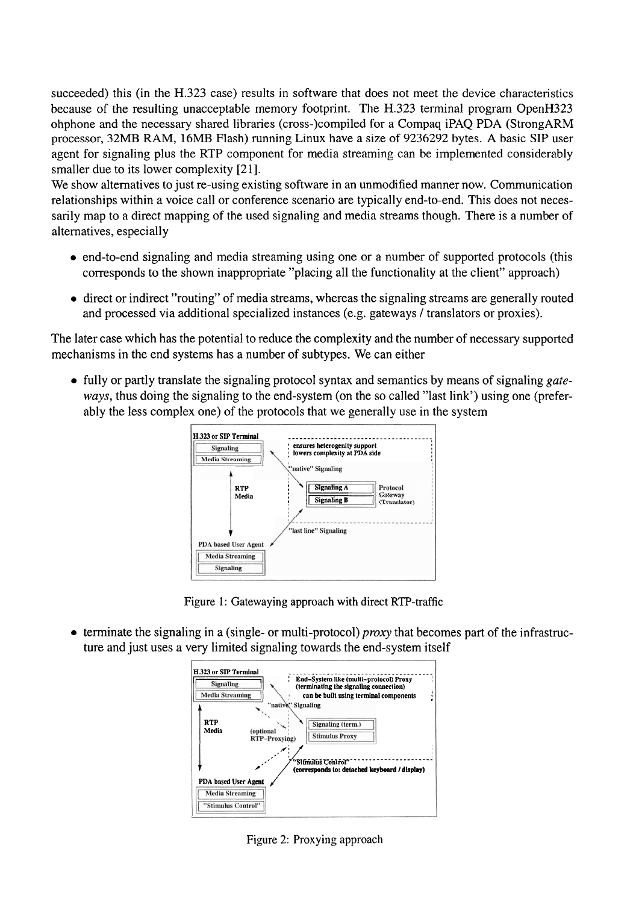succeeded) this (in the H.323 case) results in software that does not meet the device characteristics because of the resulting unacceptable memory footprint. The H.323 terminal program OpenH323 ohphone and the necessary shared libraries (cross-)compiled for a Compaq iPAQ PDA (StrongARM processor, 32MB RAM, 16MB Flash) running Linux have a size of 9236292 bytes. A basic SIP user agent for signaling plus the RTP component for media streaming can be implemented considerably smaller due to its lower complexity [21].

We show alternatives to just re-using existing software in an unmodified manner now. Communication relationships within a voice call or conference scenario are typically end-to-end. This does not necessarily map to a direct mapping of the used signaling and media streams though. There is a number of alternatives, especially

- end-to-end signaling and media streaming using one or a number of supported protocols (this corresponds to the shown inappropriate "placing all the functionality at the client" approach)
- direct or indirect "routing" of media streams, whereas the signaling streams are generally routed and processed via additional specialized instances (e.g. gateways / translators or proxies).

The later case which has the potential to reduce the complexity and the number of necessary supported mechanisms in the end systems has a number of subtypes. We can either

- fully or partly translate the signaling protocol syntax and semantics by means of signaling *gateways*, thus doing the signaling to the end-system (on the so called "last link') using one (preferably the less complex one) of the protocols that we generally use in the system

Figure 1: Gatewaying approach with direct RTP-traffic

- terminate the signaling in a (single- or multi-protocol) *proxy* that becomes part of the infrastructure and just uses a very limited signaling towards the end-system itself

Figure 2: Proxying approach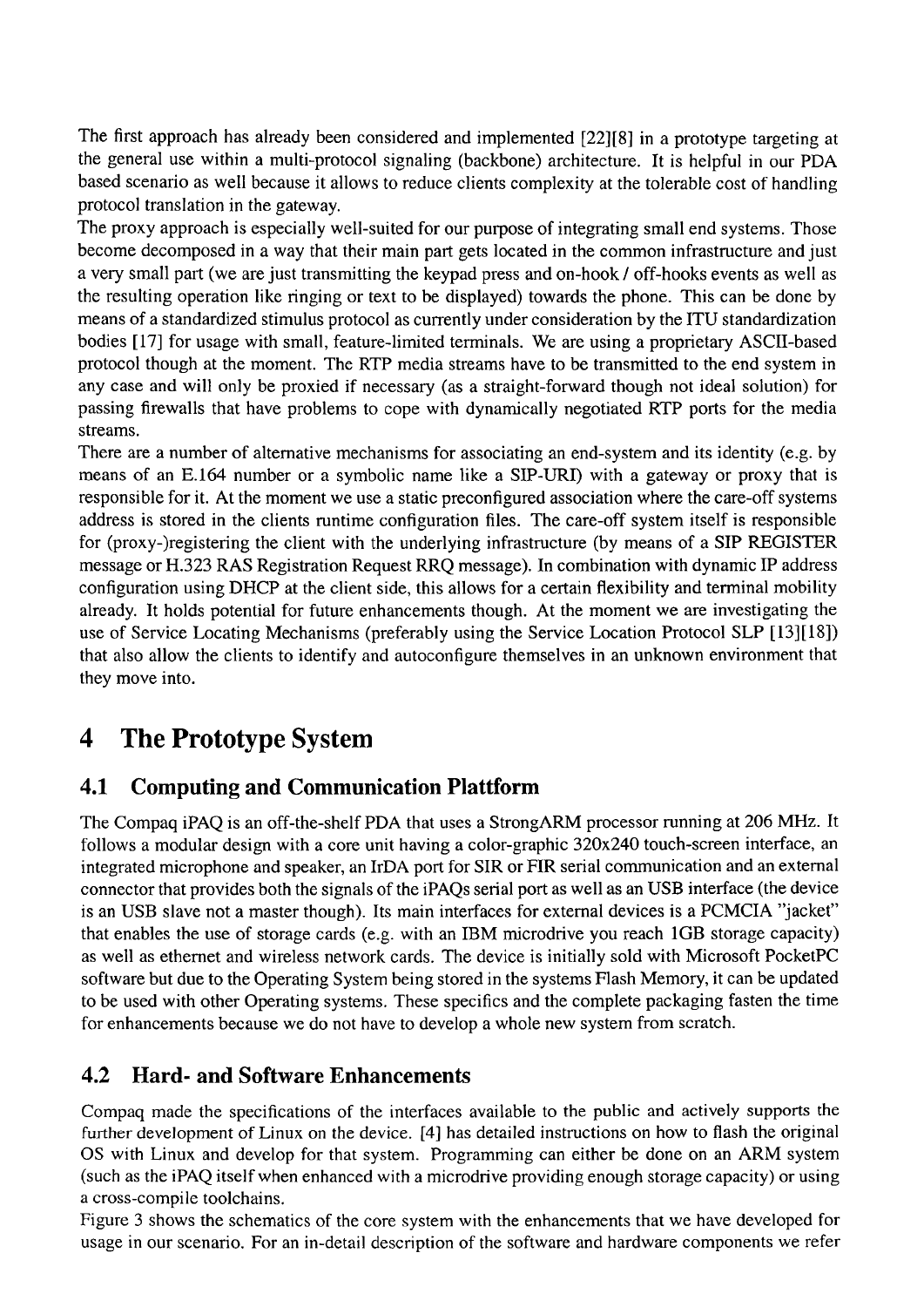The first approach has already been considered and implemented [22][8] in a prototype targeting at the general use within a multi-protocol signaling (backbone) architecture. It is helpful in our PDA based scenario as well because it allows to reduce clients complexity at the tolerable cost of handling protocol translation in the gateway.

The proxy approach is especially well-suited for our purpose of integrating small end systems. Those become decomposed in a way that their main part gets located in the common infrastructure and just a very small part (we are just transmitting the keypad press and on-hook / off-hooks events as well as the resulting operation like ringing or text to be displayed) towards the phone. This can be done by means of a standardized stimulus protocol as currently under consideration by the ITU standardization bodies [17] for usage with small, feature-limited terminals. We are using a proprietary ASCII-based protocol though at the moment. The RTP media streams have to be transmitted to the end system in any case and will only be proxied if necessary (as a straight-forward though not ideal solution) for passing firewalls that have problems to cope with dynamically negotiated RTP ports for the media streams.

There are a number of alternative mechanisms for associating an end-system and its identity (e.g. by means of an E.164 number or a symbolic name like a SIP-URI) with a gateway or proxy that is responsible for it. At the moment we use a static preconfigured association where the care-off systems address is stored in the clients runtime configuration files. The care-off system itself is responsible for (proxy-)registering the client with the underlying infrastructure (by means of a SIP REGISTER message or H.323 RAS Registration Request RRQ message). In combination with dynamic IP address configuration using DHCP at the client side, this allows for a certain flexibility and terminal mobility already. It holds potential for future enhancements though. At the moment we are investigating the use of Service Locating Mechanisms (preferably using the Service Location Protocol SLP [13][18]) that also allow the clients to identify and autoconfigure themselves in an unknown environment that they move into.

# 4 The Prototype System

## 4.1 Computing and Communication Plattform

The Compaq iPAQ is an off-the-shelf PDA that uses a StrongARM processor running at 206 MHz. It follows a modular design with a core unit having a color-graphic 320x240 touch-screen interface, an integrated microphone and speaker, an IrDA port for SIR or FIR serial communication and an external connector that provides both the signals of the iPAQs serial port as well as an USB interface (the device is an USB slave not a master though). Its main interfaces for external devices is a PCMCIA "jacket" that enables the use of storage cards (e.g. with an IBM microdrive you reach 1GB storage capacity) as well as ethernet and wireless network cards. The device is initially sold with Microsoft PocketPC software but due to the Operating System being stored in the systems Flash Memory, it can be updated to be used with other Operating systems. These specifics and the complete packaging fasten the time for enhancements because we do not have to develop a whole new system from scratch.

## 4.2 Hard- and Software Enhancements

Compaq made the specifications of the interfaces available to the public and actively supports the further development of Linux on the device. [4] has detailed instructions on how to flash the original OS with Linux and develop for that system. Programming can either be done on an ARM system (such as the iPAQ itself when enhanced with a microdrive providing enough storage capacity) or using a cross-compile toolchains.

Figure 3 shows the schematics of the core system with the enhancements that we have developed for usage in our scenario. For an in-detail description of the software and hardware components we refer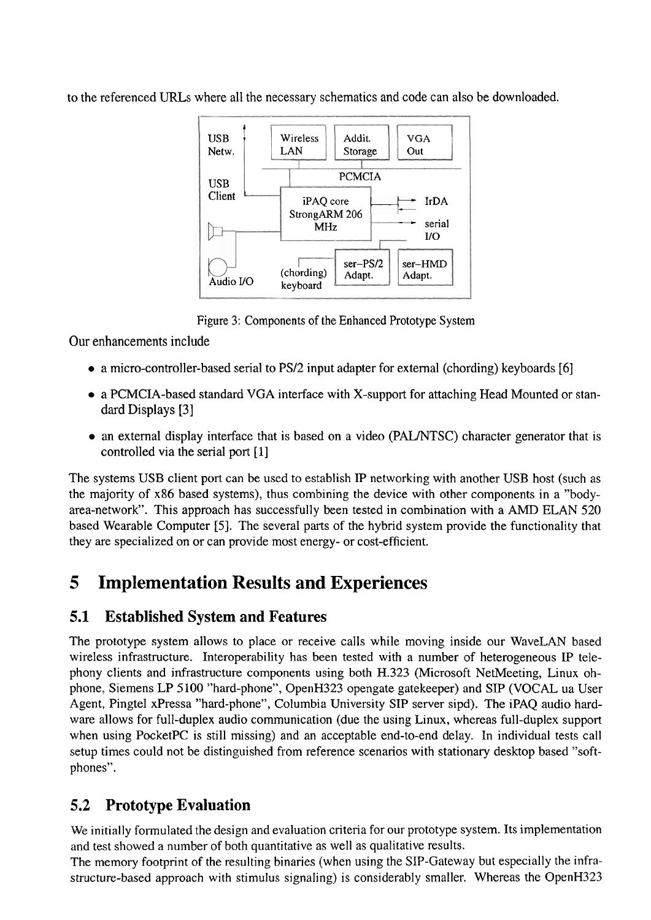to the referenced URLs where all the necessary schematics and code can also be downloaded.

Figure 3: Components of the Enhanced Prototype System

Our enhancements include

- a micro-controller-based serial to PS/2 input adapter for external (chording) keyboards [6]
- a PCMCIA-based standard VGA interface with X-support for attaching Head Mounted or standard Displays [3]
- an external display interface that is based on a video (PAL/NTSC) character generator that is controlled via the serial port [1]

The systems USB client port can be used to establish IP networking with another USB host (such as the majority of x86 based systems), thus combining the device with other components in a "body-area-network". This approach has successfully been tested in combination with a AMD ELAN 520 based Wearable Computer [5]. The several parts of the hybrid system provide the functionality that they are specialized on or can provide most energy- or cost-efficient.

# 5 Implementation Results and Experiences

## 5.1 Established System and Features

The prototype system allows to place or receive calls while moving inside our WaveLAN based wireless infrastructure. Interoperability has been tested with a number of heterogeneous IP telephony clients and infrastructure components using both H.323 (Microsoft NetMeeting, Linux ohphone, Siemens LP 5100 "hard-phone", OpenH323 opengate gatekeeper) and SIP (VOCAL ua User Agent, Pingtel xPressa "hard-phone", Columbia University SIP server sipd). The iPAQ audio hardware allows for full-duplex audio communication (due the using Linux, whereas full-duplex support when using PocketPC is still missing) and an acceptable end-to-end delay. In individual tests call setup times could not be distinguished from reference scenarios with stationary desktop based "soft-phones".

## 5.2 Prototype Evaluation

We initially formulated the design and evaluation criteria for our prototype system. Its implementation and test showed a number of both quantitative as well as qualitative results.

The memory footprint of the resulting binaries (when using the SIP-Gateway but especially the infrastructure-based approach with stimulus signaling) is considerably smaller. Whereas the OpenH323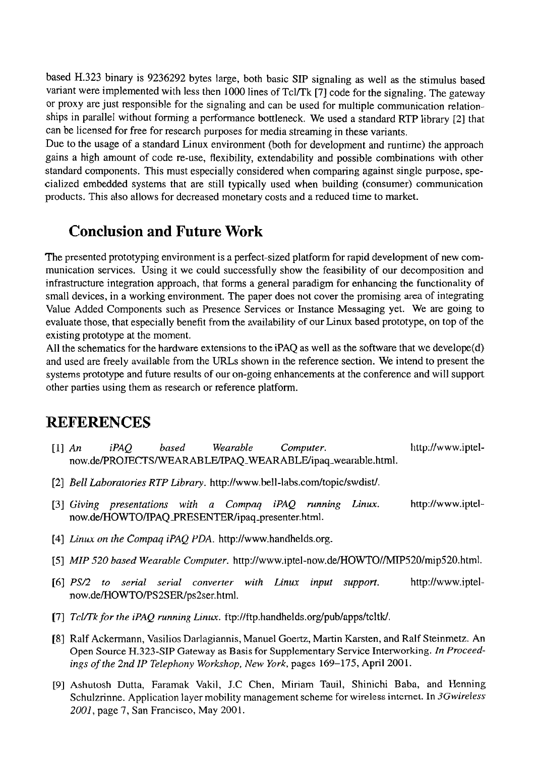based H.323 binary is 9236292 bytes large, both basic SIP signaling as well as the stimulus based variant were implemented with less then 1000 lines of Tcl/Tk [7] code for the signaling. The gateway or proxy are just responsible for the signaling and can be used for multiple communication relationships in parallel without forming a performance bottleneck. We used a standard RTP library [2] that can be licensed for free for research purposes for media streaming in these variants.

Due to the usage of a standard Linux environment (both for development and runtime) the approach gains a high amount of code re-use, flexibility, extendability and possible combinations with other standard components. This must especially considered when comparing against single purpose, specialized embedded systems that are still typically used when building (consumer) communication products. This also allows for decreased monetary costs and a reduced time to market.

## Conclusion and Future Work

The presented prototyping environment is a perfect-sized platform for rapid development of new communication services. Using it we could successfully show the feasibility of our decomposition and infrastructure integration approach, that forms a general paradigm for enhancing the functionality of small devices, in a working environment. The paper does not cover the promising area of integrating Value Added Components such as Presence Services or Instance Messaging yet. We are going to evaluate those, that especially benefit from the availability of our Linux based prototype, on top of the existing prototype at the moment.

All the schematics for the hardware extensions to the iPAQ as well as the software that we develope(d) and used are freely available from the URLs shown in the reference section. We intend to present the systems prototype and future results of our on-going enhancements at the conference and will support other parties using them as research or reference platform.

## REFERENCES

[1] *An iPAQ based Wearable Computer.* http://www.iptel-now.de/PROJECTS/WEARABLE/IPAQ_WEARABLE/ipaq_wearable.html.

[2] *Bell Laboratories RTP Library.* http://www.bell-labs.com/topic/swdist/.

[3] *Giving presentations with a Compaq iPAQ running Linux.* http://www.iptel-now.de/HOWTO/IPAQ_PRESENTER/ipaq_presenter.html.

[4] *Linux on the Compaq iPAQ PDA.* http://www.handhelds.org.

[5] *MIP 520 based Wearable Computer.* http://www.iptel-now.de/HOWTO//MIP520/mip520.html.

[6] *PS/2 to serial serial converter with Linux input support.* http://www.iptel-now.de/HOWTO/PS2SER/ps2ser.html.

[7] *Tcl/Tk for the iPAQ running Linux.* ftp://ftp.handhelds.org/pub/apps/tcltk/.

[8] Ralf Ackermann, Vasilios Darlagiannis, Manuel Goertz, Martin Karsten, and Ralf Steinmetz. An Open Source H.323-SIP Gateway as Basis for Supplementary Service Interworking. *In Proceedings of the 2nd IP Telephony Workshop, New York,* pages 169–175, April 2001.

[9] Ashutosh Dutta, Faramak Vakil, J.C Chen, Miriam Tauil, Shinichi Baba, and Henning Schulzrinne. Application layer mobility management scheme for wireless internet. In *3Gwireless 2001*, page 7, San Francisco, May 2001.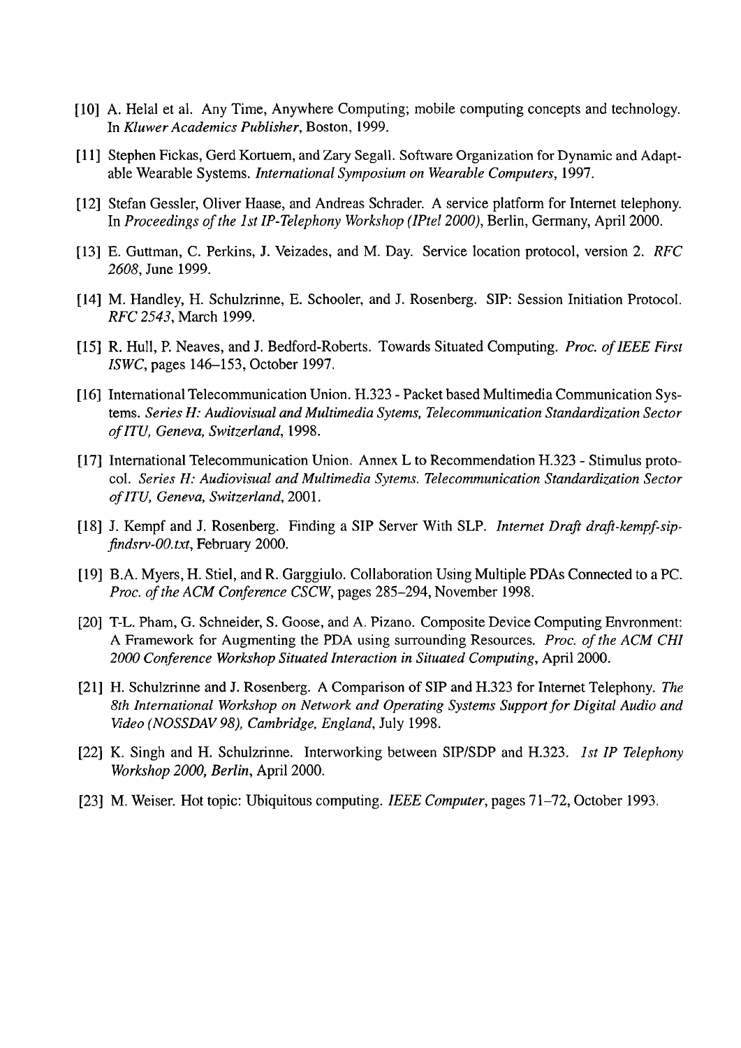[10] A. Helal et al. Any Time, Anywhere Computing; mobile computing concepts and technology. In *Kluwer Academics Publisher*, Boston, 1999.

[11] Stephen Fickas, Gerd Kortuem, and Zary Segall. Software Organization for Dynamic and Adaptable Wearable Systems. *International Symposium on Wearable Computers*, 1997.

[12] Stefan Gessler, Oliver Haase, and Andreas Schrader. A service platform for Internet telephony. In *Proceedings of the 1st IP-Telephony Workshop (IPtel 2000)*, Berlin, Germany, April 2000.

[13] E. Guttman, C. Perkins, J. Veizades, and M. Day. Service location protocol, version 2. *RFC 2608*, June 1999.

[14] M. Handley, H. Schulzrinne, E. Schooler, and J. Rosenberg. SIP: Session Initiation Protocol. *RFC 2543*, March 1999.

[15] R. Hull, P. Neaves, and J. Bedford-Roberts. Towards Situated Computing. *Proc. of IEEE First ISWC*, pages 146–153, October 1997.

[16] International Telecommunication Union. H.323 - Packet based Multimedia Communication Systems. *Series H: Audiovisual and Multimedia Sytems, Telecommunication Standardization Sector of ITU, Geneva, Switzerland*, 1998.

[17] International Telecommunication Union. Annex L to Recommendation H.323 - Stimulus protocol. *Series H: Audiovisual and Multimedia Sytems. Telecommunication Standardization Sector of ITU, Geneva, Switzerland*, 2001.

[18] J. Kempf and J. Rosenberg. Finding a SIP Server With SLP. *Internet Draft draft-kempf-sip-findsrv-00.txt*, February 2000.

[19] B.A. Myers, H. Stiel, and R. Garggiulo. Collaboration Using Multiple PDAs Connected to a PC. *Proc. of the ACM Conference CSCW*, pages 285–294, November 1998.

[20] T-L. Pham, G. Schneider, S. Goose, and A. Pizano. Composite Device Computing Envronment: A Framework for Augmenting the PDA using surrounding Resources. *Proc. of the ACM CHI 2000 Conference Workshop Situated Interaction in Situated Computing*, April 2000.

[21] H. Schulzrinne and J. Rosenberg. A Comparison of SIP and H.323 for Internet Telephony. *The 8th International Workshop on Network and Operating Systems Support for Digital Audio and Video (NOSSDAV 98), Cambridge, England*, July 1998.

[22] K. Singh and H. Schulzrinne. Interworking between SIP/SDP and H.323. *1st IP Telephony Workshop 2000, Berlin*, April 2000.

[23] M. Weiser. Hot topic: Ubiquitous computing. *IEEE Computer*, pages 71–72, October 1993.